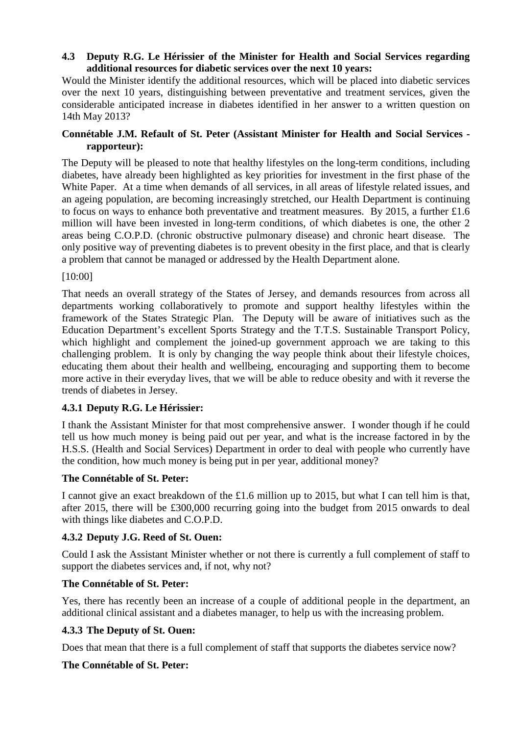**4.3 Deputy R.G. Le Hérissier of the Minister for Health and Social Services regarding additional resources for diabetic services over the next 10 years:**

Would the Minister identify the additional resources, which will be placed into diabetic services over the next 10 years, distinguishing between preventative and treatment services, given the considerable anticipated increase in diabetes identified in her answer to a written question on 14th May 2013?

**Connétable J.M. Refault of St. Peter (Assistant Minister for Health and Social Services - rapporteur):**

The Deputy will be pleased to note that healthy lifestyles on the long-term conditions, including diabetes, have already been highlighted as key priorities for investment in the first phase of the White Paper. At a time when demands of all services, in all areas of lifestyle related issues, and an ageing population, are becoming increasingly stretched, our Health Department is continuing to focus on ways to enhance both preventative and treatment measures. By 2015, a further £1.6 million will have been invested in long-term conditions, of which diabetes is one, the other 2 areas being C.O.P.D. (chronic obstructive pulmonary disease) and chronic heart disease. The only positive way of preventing diabetes is to prevent obesity in the first place, and that is clearly a problem that cannot be managed or addressed by the Health Department alone.

[10:00]

That needs an overall strategy of the States of Jersey, and demands resources from across all departments working collaboratively to promote and support healthy lifestyles within the framework of the States Strategic Plan. The Deputy will be aware of initiatives such as the Education Department's excellent Sports Strategy and the T.T.S. Sustainable Transport Policy, which highlight and complement the joined-up government approach we are taking to this challenging problem. It is only by changing the way people think about their lifestyle choices, educating them about their health and wellbeing, encouraging and supporting them to become more active in their everyday lives, that we will be able to reduce obesity and with it reverse the trends of diabetes in Jersey.

**4.3.1 Deputy R.G. Le Hérissier:**

I thank the Assistant Minister for that most comprehensive answer. I wonder though if he could tell us how much money is being paid out per year, and what is the increase factored in by the H.S.S. (Health and Social Services) Department in order to deal with people who currently have the condition, how much money is being put in per year, additional money?

**The Connétable of St. Peter:**

I cannot give an exact breakdown of the £1.6 million up to 2015, but what I can tell him is that, after 2015, there will be £300,000 recurring going into the budget from 2015 onwards to deal with things like diabetes and C.O.P.D.

**4.3.2 Deputy J.G. Reed of St. Ouen:**

Could I ask the Assistant Minister whether or not there is currently a full complement of staff to support the diabetes services and, if not, why not?

**The Connétable of St. Peter:**

Yes, there has recently been an increase of a couple of additional people in the department, an additional clinical assistant and a diabetes manager, to help us with the increasing problem.

**4.3.3 The Deputy of St. Ouen:**

Does that mean that there is a full complement of staff that supports the diabetes service now?

**The Connétable of St. Peter:**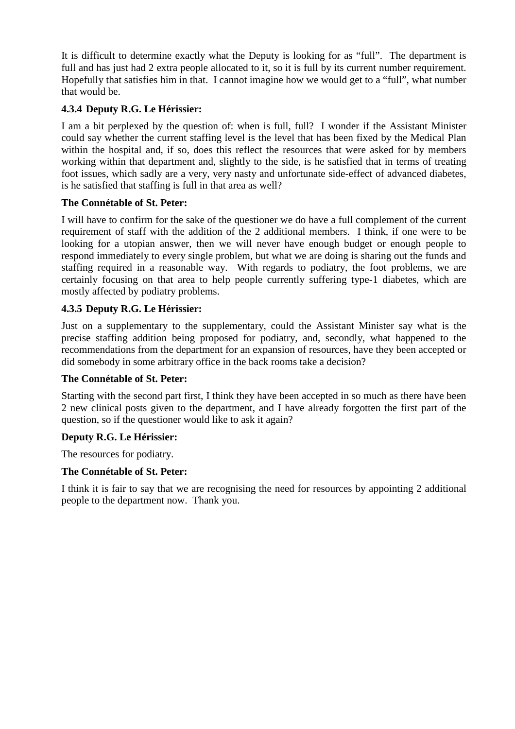It is difficult to determine exactly what the Deputy is looking for as "full". The department is full and has just had 2 extra people allocated to it, so it is full by its current number requirement. Hopefully that satisfies him in that. I cannot imagine how we would get to a "full", what number that would be.

#### 4.3.4 Deputy R.G. Le Hérissier:

I am a bit perplexed by the question of: when is full, full? I wonder if the Assistant Minister could say whether the current staffing level is the level that has been fixed by the Medical Plan within the hospital and, if so, does this reflect the resources that were asked for by members working within that department and, slightly to the side, is he satisfied that in terms of treating foot issues, which sadly are a very, very nasty and unfortunate side-effect of advanced diabetes, is he satisfied that staffing is full in that area as well?

**The Connétable of St. Peter:**

I will have to confirm for the sake of the questioner we do have a full complement of the current requirement of staff with the addition of the 2 additional members. I think, if one were to be looking for a utopian answer, then we will never have enough budget or enough people to respond immediately to every single problem, but what we are doing is sharing out the funds and staffing required in a reasonable way. With regards to podiatry, the foot problems, we are certainly focusing on that area to help people currently suffering type-1 diabetes, which are mostly affected by podiatry problems.

#### 4.3.5 Deputy R.G. Le Hérissier:

Just on a supplementary to the supplementary, could the Assistant Minister say what is the precise staffing addition being proposed for podiatry, and, secondly, what happened to the recommendations from the department for an expansion of resources, have they been accepted or did somebody in some arbitrary office in the back rooms take a decision?

**The Connétable of St. Peter:**

Starting with the second part first, I think they have been accepted in so much as there have been 2 new clinical posts given to the department, and I have already forgotten the first part of the question, so if the questioner would like to ask it again?

**Deputy R.G. Le Hérissier:**

The resources for podiatry.

**The Connétable of St. Peter:**

I think it is fair to say that we are recognising the need for resources by appointing 2 additional people to the department now. Thank you.